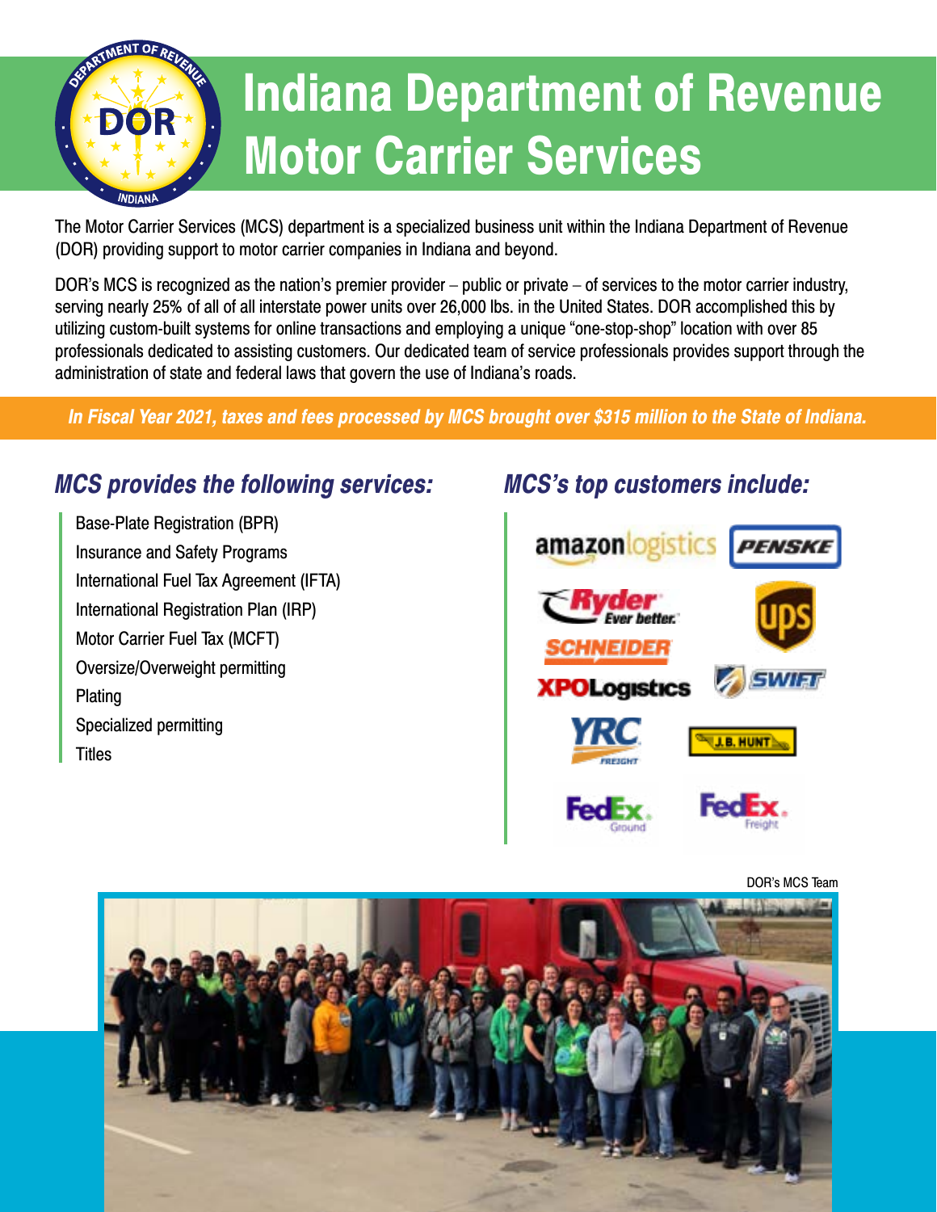# Indiana Department of Revenue Motor Carrier Services

The Motor Carrier Services (MCS) department is a specialized business unit within the Indiana Department of Revenue (DOR) providing support to motor carrier companies in Indiana and beyond.

DOR's MCS is recognized as the nation's premier provider – public or private – of services to the motor carrier industry, serving nearly 25% of all of all interstate power units over 26,000 lbs. in the United States. DOR accomplished this by utilizing custom-built systems for online transactions and employing a unique "one-stop-shop" location with over 85 professionals dedicated to assisting customers. Our dedicated team of service professionals provides support through the administration of state and federal laws that govern the use of Indiana's roads.

***In Fiscal Year 2021, taxes and fees processed by MCS brought over $315 million to the State of Indiana.***

## *MCS provides the following services:*

- Base-Plate Registration (BPR)
- Insurance and Safety Programs
- International Fuel Tax Agreement (IFTA)
- International Registration Plan (IRP)
- Motor Carrier Fuel Tax (MCFT)
- Oversize/Overweight permitting
- Plating
- Specialized permitting
- Titles

## *MCS's top customers include:*

- amazon logistics
- PENSKE
- Ryder Ever better.
- UPS
- SCHNEIDER
- XPO Logistics
- SWIFT
- YRC Freight
- J.B. HUNT
- FedEx Ground
- FedEx Freight

DOR's MCS Team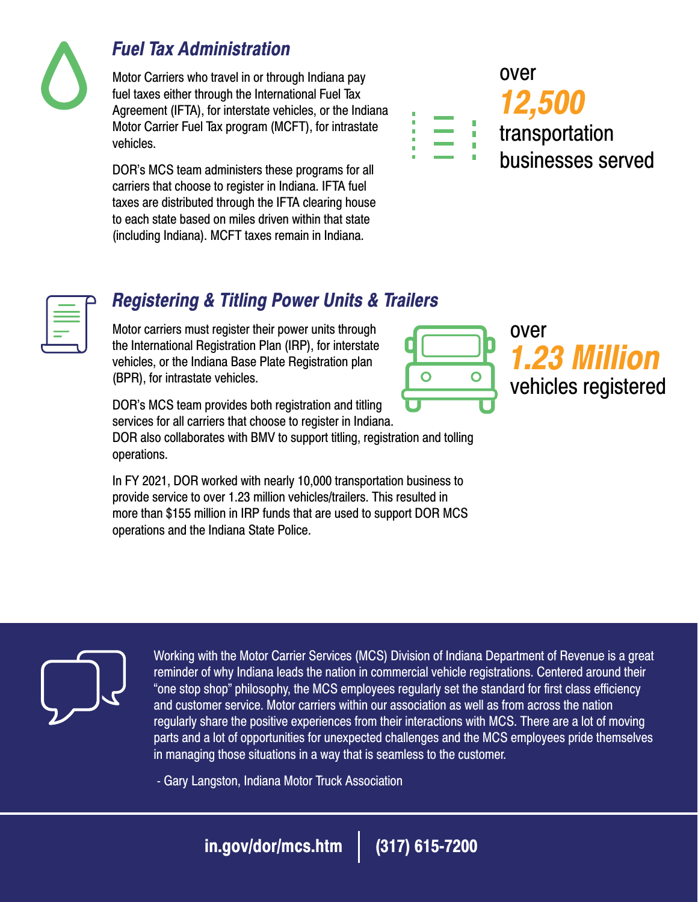## *Fuel Tax Administration*

Motor Carriers who travel in or through Indiana pay fuel taxes either through the International Fuel Tax Agreement (IFTA), for interstate vehicles, or the Indiana Motor Carrier Fuel Tax program (MCFT), for intrastate vehicles.

DOR's MCS team administers these programs for all carriers that choose to register in Indiana. IFTA fuel taxes are distributed through the IFTA clearing house to each state based on miles driven within that state (including Indiana). MCFT taxes remain in Indiana.

over ***12,500*** transportation businesses served

## *Registering & Titling Power Units & Trailers*

Motor carriers must register their power units through the International Registration Plan (IRP), for interstate vehicles, or the Indiana Base Plate Registration plan (BPR), for intrastate vehicles.

DOR's MCS team provides both registration and titling services for all carriers that choose to register in Indiana. DOR also collaborates with BMV to support titling, registration and tolling operations.

In FY 2021, DOR worked with nearly 10,000 transportation business to provide service to over 1.23 million vehicles/trailers. This resulted in more than $155 million in IRP funds that are used to support DOR MCS operations and the Indiana State Police.

over ***1.23 Million*** vehicles registered

Working with the Motor Carrier Services (MCS) Division of Indiana Department of Revenue is a great reminder of why Indiana leads the nation in commercial vehicle registrations. Centered around their "one stop shop" philosophy, the MCS employees regularly set the standard for first class efficiency and customer service. Motor carriers within our association as well as from across the nation regularly share the positive experiences from their interactions with MCS. There are a lot of moving parts and a lot of opportunities for unexpected challenges and the MCS employees pride themselves in managing those situations in a way that is seamless to the customer.

- Gary Langston, Indiana Motor Truck Association

**in.gov/dor/mcs.htm | (317) 615-7200**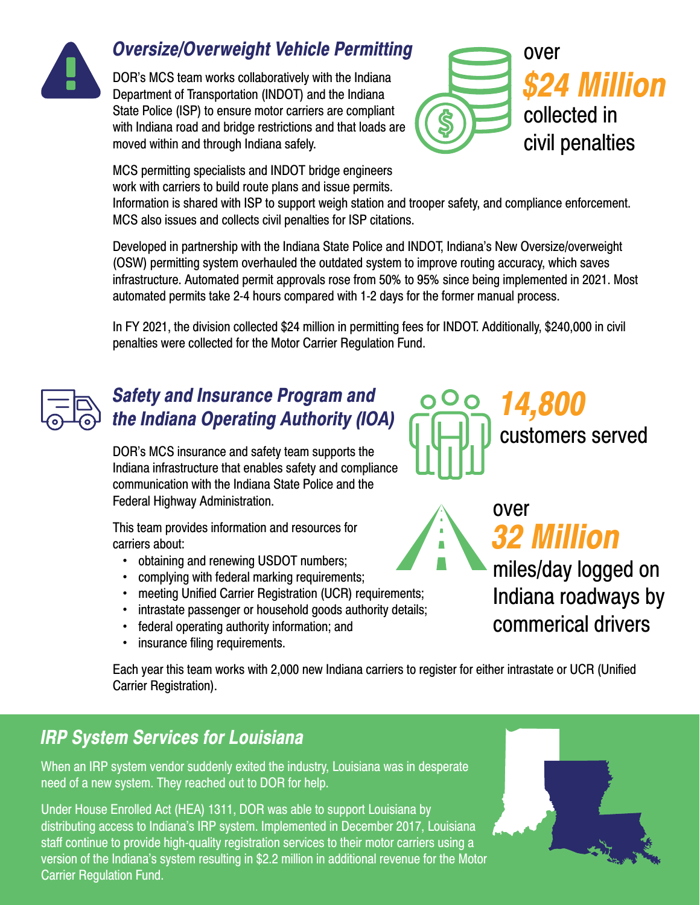## *Oversize/Overweight Vehicle Permitting*

DOR's MCS team works collaboratively with the Indiana Department of Transportation (INDOT) and the Indiana State Police (ISP) to ensure motor carriers are compliant with Indiana road and bridge restrictions and that loads are moved within and through Indiana safely.

over
***$24 Million***
collected in civil penalties

MCS permitting specialists and INDOT bridge engineers work with carriers to build route plans and issue permits. Information is shared with ISP to support weigh station and trooper safety, and compliance enforcement. MCS also issues and collects civil penalties for ISP citations.

Developed in partnership with the Indiana State Police and INDOT, Indiana's New Oversize/overweight (OSW) permitting system overhauled the outdated system to improve routing accuracy, which saves infrastructure. Automated permit approvals rose from 50% to 95% since being implemented in 2021. Most automated permits take 2-4 hours compared with 1-2 days for the former manual process.

In FY 2021, the division collected $24 million in permitting fees for INDOT. Additionally, $240,000 in civil penalties were collected for the Motor Carrier Regulation Fund.

## *Safety and Insurance Program and the Indiana Operating Authority (IOA)*

***14,800***
customers served

DOR's MCS insurance and safety team supports the Indiana infrastructure that enables safety and compliance communication with the Indiana State Police and the Federal Highway Administration.

This team provides information and resources for carriers about:

- obtaining and renewing USDOT numbers;
- complying with federal marking requirements;
- meeting Unified Carrier Registration (UCR) requirements;
- intrastate passenger or household goods authority details;
- federal operating authority information; and
- insurance filing requirements.

over
***32 Million***
miles/day logged on Indiana roadways by commerical drivers

Each year this team works with 2,000 new Indiana carriers to register for either intrastate or UCR (Unified Carrier Registration).

## *IRP System Services for Louisiana*

When an IRP system vendor suddenly exited the industry, Louisiana was in desperate need of a new system. They reached out to DOR for help.

Under House Enrolled Act (HEA) 1311, DOR was able to support Louisiana by distributing access to Indiana's IRP system. Implemented in December 2017, Louisiana staff continue to provide high-quality registration services to their motor carriers using a version of the Indiana's system resulting in $2.2 million in additional revenue for the Motor Carrier Regulation Fund.